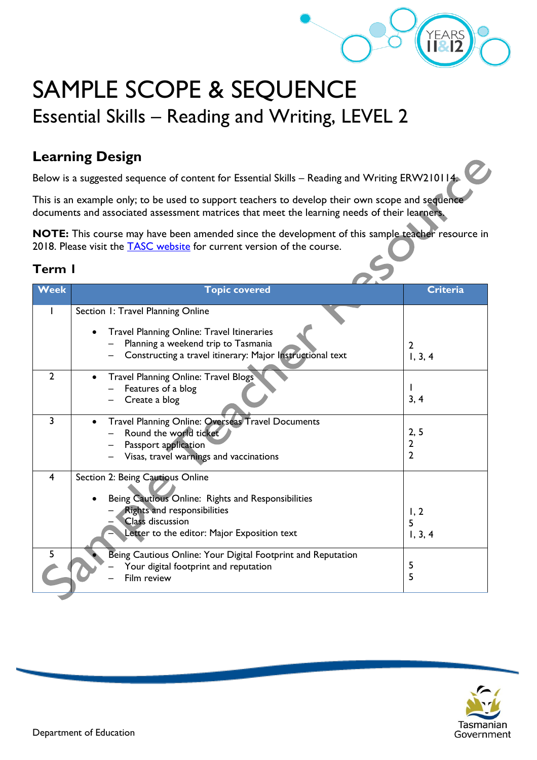# SAMPLE SCOPE & SEQUENCE

## Essential Skills – Reading and Writing, LEVEL 2

## Learning Design

Below is a suggested sequence of content for Essential Skills – Reading and Writing ERW210114.

This is an example only; to be used to support teachers to develop their own scope and sequence documents and associated assessment matrices that meet the learning needs of their learners.

**NOTE:** This course may have been amended since the development of this sample teacher resource in 2018. Please visit the [TASC website](TASC website) for current version of the course.

### Term 1

| Week | Topic covered | Criteria |
|---|---|---|
| 1 | Section 1: Travel Planning Online<br><br>• Travel Planning Online: Travel Itineraries<br>– Planning a weekend trip to Tasmania<br>– Constructing a travel itinerary: Major Instructional text | <br><br><br>2<br>1, 3, 4 |
| 2 | • Travel Planning Online: Travel Blogs<br>– Features of a blog<br>– Create a blog | <br>1<br>3, 4 |
| 3 | • Travel Planning Online: Overseas Travel Documents<br>– Round the world ticket<br>– Passport application<br>– Visas, travel warnings and vaccinations | <br>2, 5<br>2<br>2 |
| 4 | Section 2: Being Cautious Online<br><br>• Being Cautious Online: Rights and Responsibilities<br>– Rights and responsibilities<br>– Class discussion<br>– Letter to the editor: Major Exposition text | <br><br><br>1, 2<br>5<br>1, 3, 4 |
| 5 | • Being Cautious Online: Your Digital Footprint and Reputation<br>– Your digital footprint and reputation<br>– Film review | <br>5<br>5 |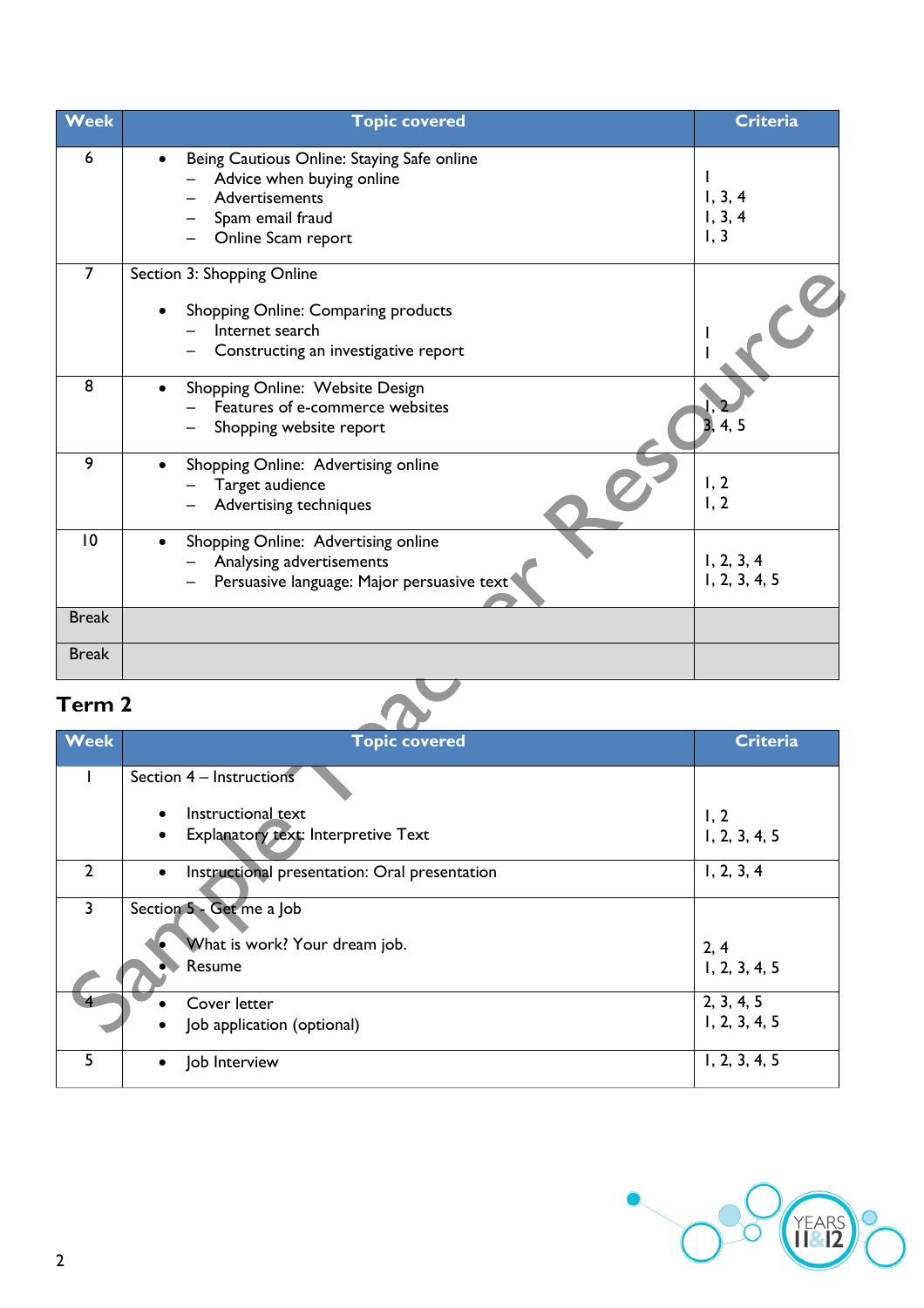| Week | Topic covered | Criteria |
|---|---|---|
| 6 | • Being Cautious Online: Staying Safe online<br>– Advice when buying online<br>– Advertisements<br>– Spam email fraud<br>– Online Scam report | <br>1<br>1, 3, 4<br>1, 3, 4<br>1, 3 |
| 7 | Section 3: Shopping Online<br><br>• Shopping Online: Comparing products<br>– Internet search<br>– Constructing an investigative report | <br><br><br>1<br>1 |
| 8 | • Shopping Online: Website Design<br>– Features of e-commerce websites<br>– Shopping website report | <br>1, 2<br>3, 4, 5 |
| 9 | • Shopping Online: Advertising online<br>– Target audience<br>– Advertising techniques | <br>1, 2<br>1, 2 |
| 10 | • Shopping Online: Advertising online<br>– Analysing advertisements<br>– Persuasive language: Major persuasive text | <br>1, 2, 3, 4<br>1, 2, 3, 4, 5 |
| Break | | |
| Break | | |

## Term 2

| Week | Topic covered | Criteria |
|---|---|---|
| 1 | Section 4 – Instructions<br><br>• Instructional text<br>• Explanatory text: Interpretive Text | <br><br>1, 2<br>1, 2, 3, 4, 5 |
| 2 | • Instructional presentation: Oral presentation | 1, 2, 3, 4 |
| 3 | Section 5 - Get me a Job<br><br>• What is work? Your dream job.<br>• Resume | <br><br>2, 4<br>1, 2, 3, 4, 5 |
| 4 | • Cover letter<br>• Job application (optional) | 2, 3, 4, 5<br>1, 2, 3, 4, 5 |
| 5 | • Job Interview | 1, 2, 3, 4, 5 |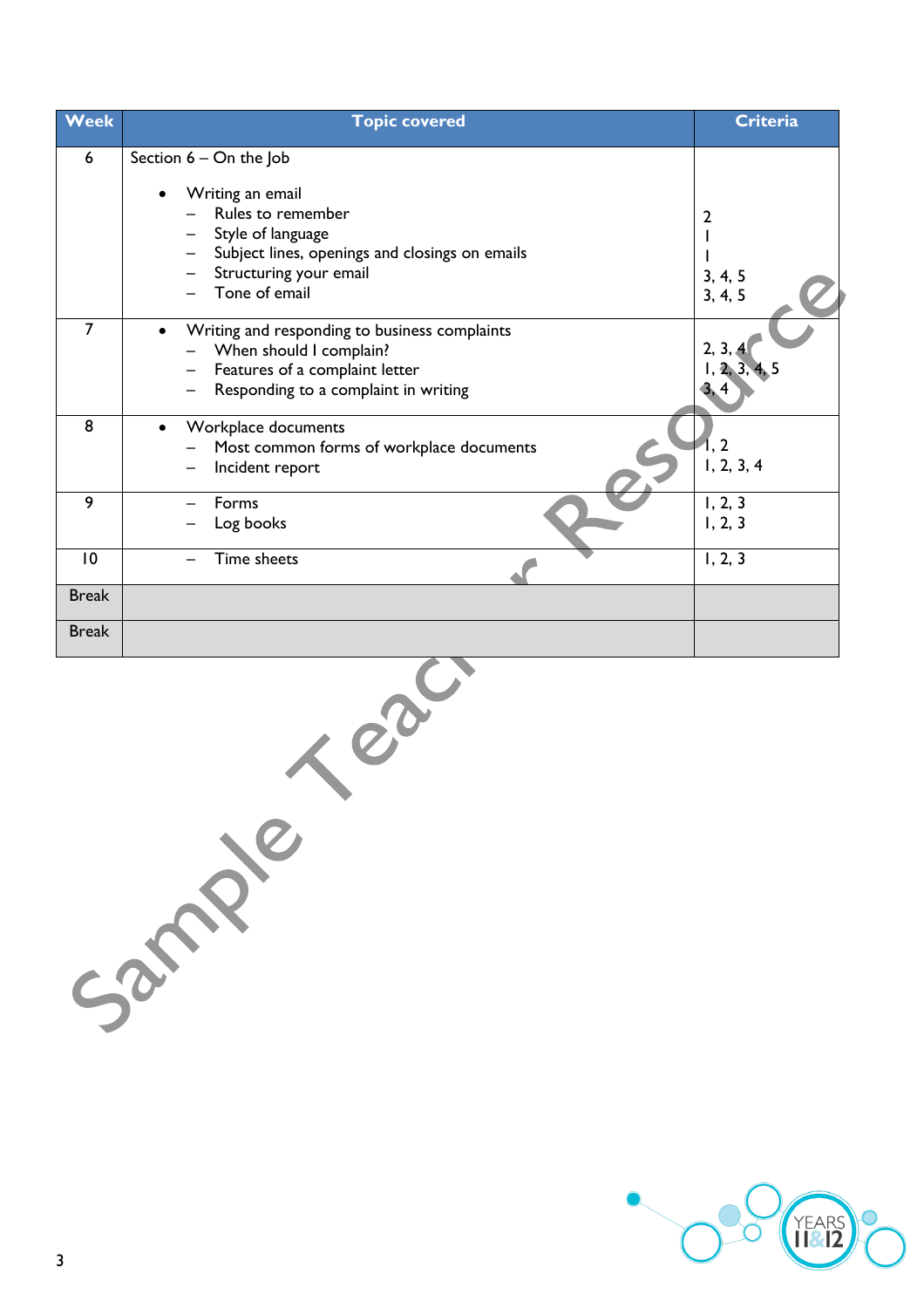| Week | Topic covered | Criteria |
|---|---|---|
| 6 | Section 6 – On the Job<br><br>• Writing an email<br>– Rules to remember<br>– Style of language<br>– Subject lines, openings and closings on emails<br>– Structuring your email<br>– Tone of email | <br><br><br>2<br>1<br>1<br>3, 4, 5<br>3, 4, 5 |
| 7 | • Writing and responding to business complaints<br>– When should I complain?<br>– Features of a complaint letter<br>– Responding to a complaint in writing | <br>2, 3, 4<br>1, 2, 3, 4, 5<br>3, 4 |
| 8 | • Workplace documents<br>– Most common forms of workplace documents<br>– Incident report | <br>1, 2<br>1, 2, 3, 4 |
| 9 | – Forms<br>– Log books | 1, 2, 3<br>1, 2, 3 |
| 10 | – Time sheets | 1, 2, 3 |
| Break | | |
| Break | | |